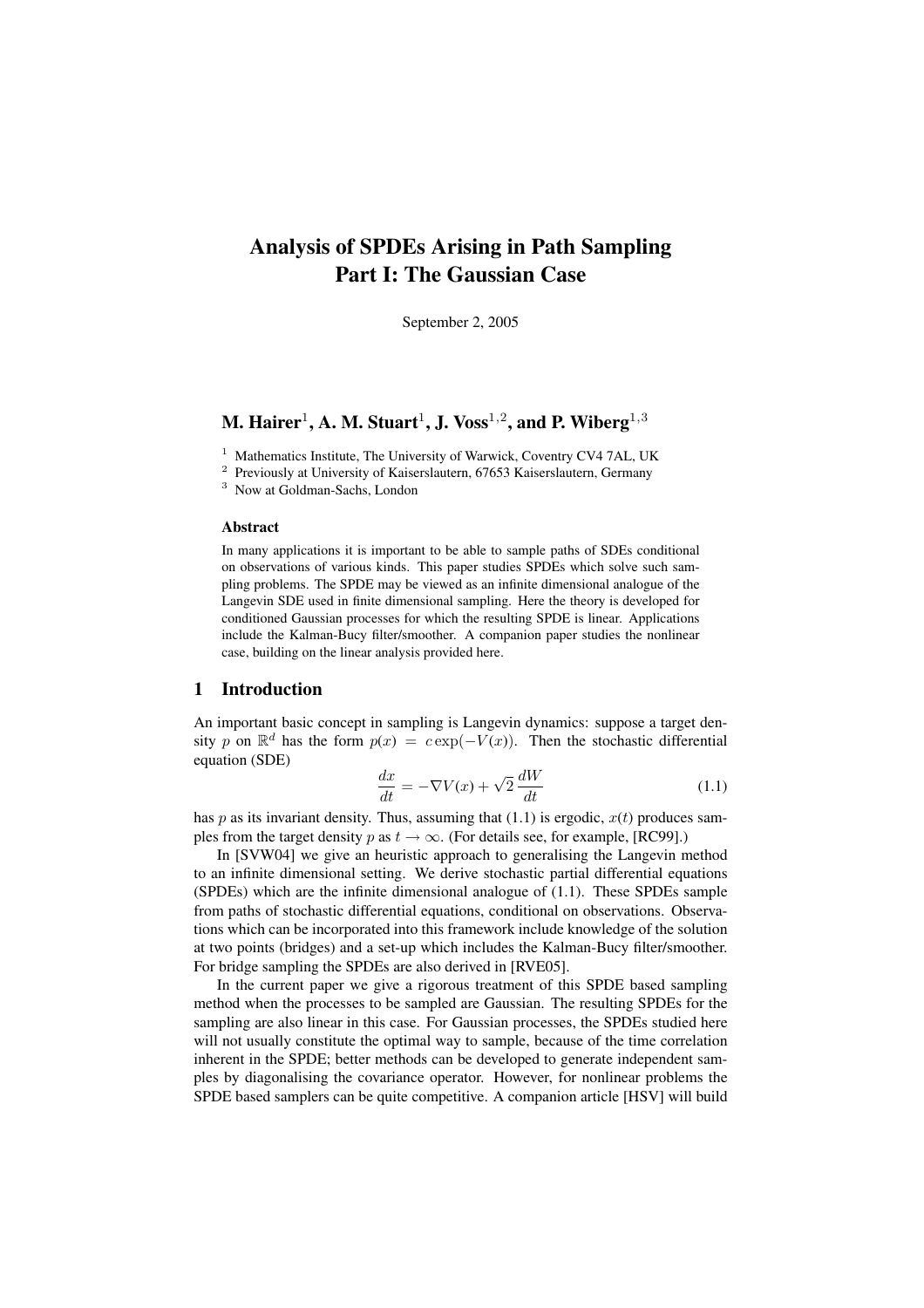# Analysis of SPDEs Arising in Path Sampling
# Part I: The Gaussian Case

September 2, 2005

**M. Hairer[1], A. M. Stuart[1], J. Voss[1,2], and P. Wiberg[1,3]**

[1] Mathematics Institute, The University of Warwick, Coventry CV4 7AL, UK
[2] Previously at University of Kaiserslautern, 67653 Kaiserslautern, Germany
[3] Now at Goldman-Sachs, London

### Abstract

In many applications it is important to be able to sample paths of SDEs conditional on observations of various kinds. This paper studies SPDEs which solve such sampling problems. The SPDE may be viewed as an infinite dimensional analogue of the Langevin SDE used in finite dimensional sampling. Here the theory is developed for conditioned Gaussian processes for which the resulting SPDE is linear. Applications include the Kalman-Bucy filter/smoother. A companion paper studies the nonlinear case, building on the linear analysis provided here.

## 1 Introduction

An important basic concept in sampling is Langevin dynamics: suppose a target density $p$ on $\mathbb{R}^d$ has the form $p(x) = c\exp(-V(x))$. Then the stochastic differential equation (SDE)

$$\frac{dx}{dt} = -\nabla V(x) + \sqrt{2}\,\frac{dW}{dt} \tag{1.1}$$

has $p$ as its invariant density. Thus, assuming that (1.1) is ergodic, $x(t)$ produces samples from the target density $p$ as $t \to \infty$. (For details see, for example, [RC99].)

In [SVW04] we give an heuristic approach to generalising the Langevin method to an infinite dimensional setting. We derive stochastic partial differential equations (SPDEs) which are the infinite dimensional analogue of (1.1). These SPDEs sample from paths of stochastic differential equations, conditional on observations. Observations which can be incorporated into this framework include knowledge of the solution at two points (bridges) and a set-up which includes the Kalman-Bucy filter/smoother. For bridge sampling the SPDEs are also derived in [RVE05].

In the current paper we give a rigorous treatment of this SPDE based sampling method when the processes to be sampled are Gaussian. The resulting SPDEs for the sampling are also linear in this case. For Gaussian processes, the SPDEs studied here will not usually constitute the optimal way to sample, because of the time correlation inherent in the SPDE; better methods can be developed to generate independent samples by diagonalising the covariance operator. However, for nonlinear problems the SPDE based samplers can be quite competitive. A companion article [HSV] will build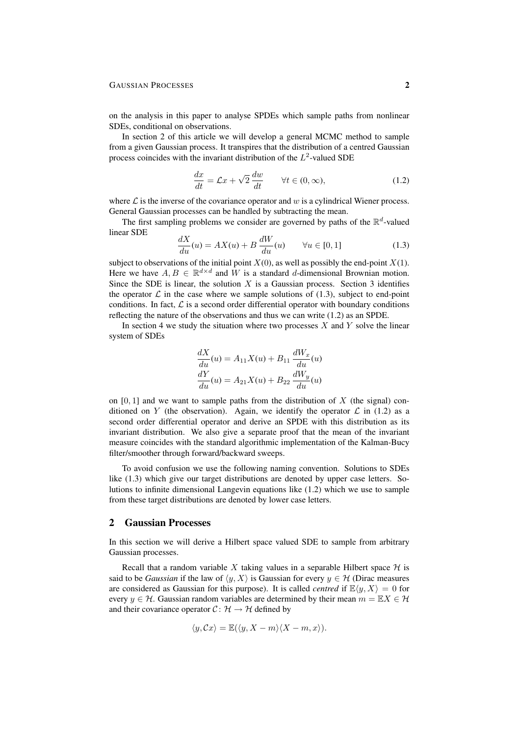on the analysis in this paper to analyse SPDEs which sample paths from nonlinear SDEs, conditional on observations.

In section 2 of this article we will develop a general MCMC method to sample from a given Gaussian process. It transpires that the distribution of a centred Gaussian process coincides with the invariant distribution of the $L^2$-valued SDE

$$\frac{dx}{dt} = \mathcal{L}x + \sqrt{2}\,\frac{dw}{dt} \qquad \forall t \in (0,\infty), \tag{1.2}$$

where $\mathcal{L}$ is the inverse of the covariance operator and $w$ is a cylindrical Wiener process. General Gaussian processes can be handled by subtracting the mean.

The first sampling problems we consider are governed by paths of the $\mathbb{R}^d$-valued linear SDE

$$\frac{dX}{du}(u) = AX(u) + B\,\frac{dW}{du}(u) \qquad \forall u \in [0,1] \tag{1.3}$$

subject to observations of the initial point $X(0)$, as well as possibly the end-point $X(1)$. Here we have $A, B \in \mathbb{R}^{d\times d}$ and $W$ is a standard $d$-dimensional Brownian motion. Since the SDE is linear, the solution $X$ is a Gaussian process. Section 3 identifies the operator $\mathcal{L}$ in the case where we sample solutions of (1.3), subject to end-point conditions. In fact, $\mathcal{L}$ is a second order differential operator with boundary conditions reflecting the nature of the observations and thus we can write (1.2) as an SPDE.

In section 4 we study the situation where two processes $X$ and $Y$ solve the linear system of SDEs

$$\begin{aligned}
\frac{dX}{du}(u) &= A_{11}X(u) + B_{11}\,\frac{dW_x}{du}(u) \\
\frac{dY}{du}(u) &= A_{21}X(u) + B_{22}\,\frac{dW_y}{du}(u)
\end{aligned}$$

on $[0,1]$ and we want to sample paths from the distribution of $X$ (the signal) conditioned on $Y$ (the observation). Again, we identify the operator $\mathcal{L}$ in (1.2) as a second order differential operator and derive an SPDE with this distribution as its invariant distribution. We also give a separate proof that the mean of the invariant measure coincides with the standard algorithmic implementation of the Kalman-Bucy filter/smoother through forward/backward sweeps.

To avoid confusion we use the following naming convention. Solutions to SDEs like (1.3) which give our target distributions are denoted by upper case letters. Solutions to infinite dimensional Langevin equations like (1.2) which we use to sample from these target distributions are denoted by lower case letters.

## 2 Gaussian Processes

In this section we will derive a Hilbert space valued SDE to sample from arbitrary Gaussian processes.

Recall that a random variable $X$ taking values in a separable Hilbert space $\mathcal{H}$ is said to be *Gaussian* if the law of $\langle y, X\rangle$ is Gaussian for every $y \in \mathcal{H}$ (Dirac measures are considered as Gaussian for this purpose). It is called *centred* if $\mathbb{E}\langle y, X\rangle = 0$ for every $y \in \mathcal{H}$. Gaussian random variables are determined by their mean $m = \mathbb{E}X \in \mathcal{H}$ and their covariance operator $\mathcal{C} \colon \mathcal{H} \to \mathcal{H}$ defined by

$$\langle y, \mathcal{C}x\rangle = \mathbb{E}(\langle y, X - m\rangle\langle X - m, x\rangle).$$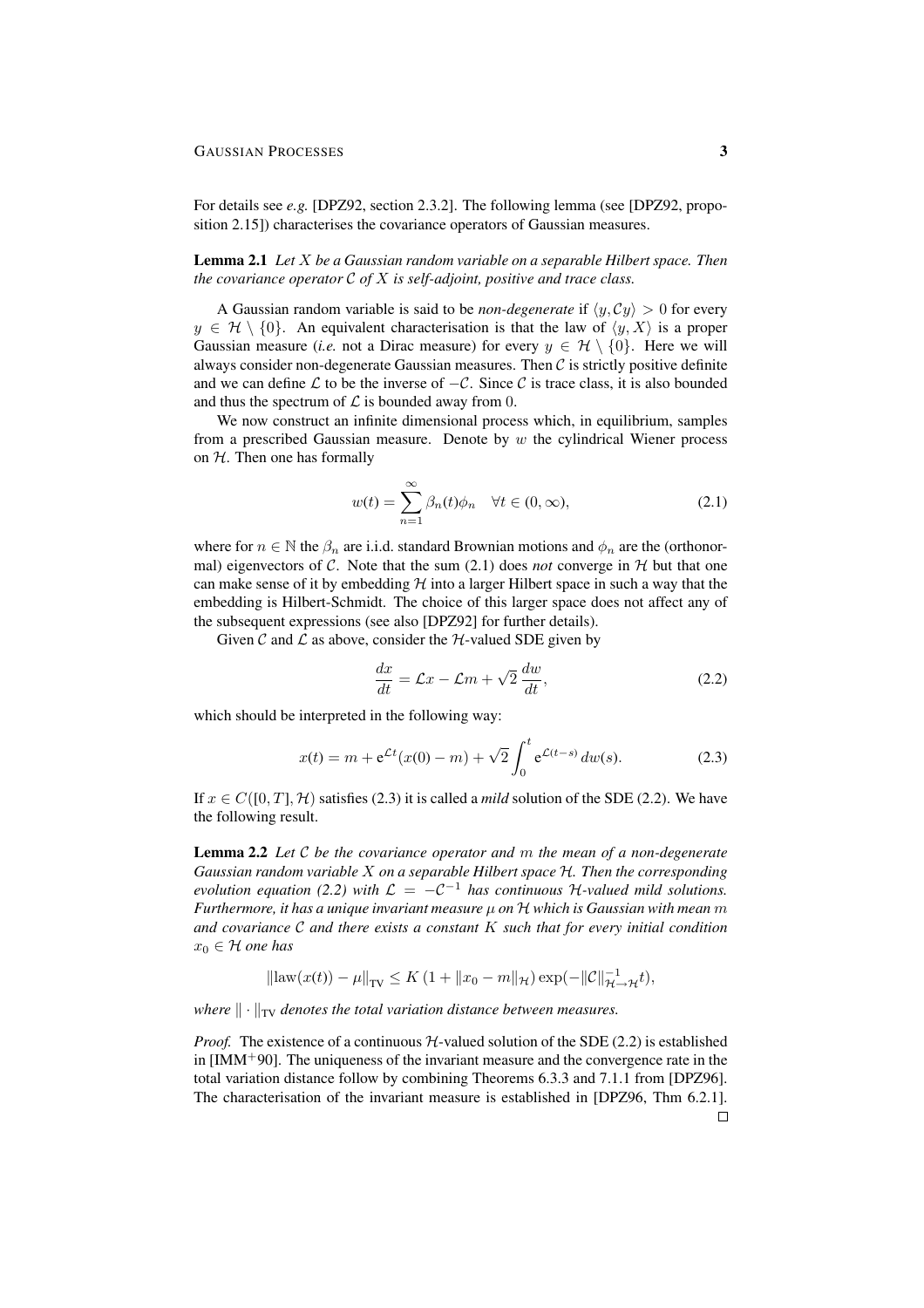For details see *e.g.* [DPZ92, section 2.3.2]. The following lemma (see [DPZ92, proposition 2.15]) characterises the covariance operators of Gaussian measures.

**Lemma 2.1** *Let $X$ be a Gaussian random variable on a separable Hilbert space. Then the covariance operator $\mathcal{C}$ of $X$ is self-adjoint, positive and trace class.*

A Gaussian random variable is said to be *non-degenerate* if $\langle y, \mathcal{C}y\rangle > 0$ for every $y \in \mathcal{H} \setminus \{0\}$. An equivalent characterisation is that the law of $\langle y, X\rangle$ is a proper Gaussian measure (*i.e.* not a Dirac measure) for every $y \in \mathcal{H} \setminus \{0\}$. Here we will always consider non-degenerate Gaussian measures. Then $\mathcal{C}$ is strictly positive definite and we can define $\mathcal{L}$ to be the inverse of $-\mathcal{C}$. Since $\mathcal{C}$ is trace class, it is also bounded and thus the spectrum of $\mathcal{L}$ is bounded away from $0$.

We now construct an infinite dimensional process which, in equilibrium, samples from a prescribed Gaussian measure. Denote by $w$ the cylindrical Wiener process on $\mathcal{H}$. Then one has formally

$$w(t) = \sum_{n=1}^{\infty} \beta_n(t)\phi_n \quad \forall t \in (0, \infty), \tag{2.1}$$

where for $n \in \mathbb{N}$ the $\beta_n$ are i.i.d. standard Brownian motions and $\phi_n$ are the (orthonormal) eigenvectors of $\mathcal{C}$. Note that the sum (2.1) does *not* converge in $\mathcal{H}$ but that one can make sense of it by embedding $\mathcal{H}$ into a larger Hilbert space in such a way that the embedding is Hilbert-Schmidt. The choice of this larger space does not affect any of the subsequent expressions (see also [DPZ92] for further details).

Given $\mathcal{C}$ and $\mathcal{L}$ as above, consider the $\mathcal{H}$-valued SDE given by

$$\frac{dx}{dt} = \mathcal{L}x - \mathcal{L}m + \sqrt{2}\,\frac{dw}{dt}, \tag{2.2}$$

which should be interpreted in the following way:

$$x(t) = m + \mathrm{e}^{\mathcal{L}t}(x(0) - m) + \sqrt{2}\int_0^t \mathrm{e}^{\mathcal{L}(t-s)}\,dw(s). \tag{2.3}$$

If $x \in C([0,T], \mathcal{H})$ satisfies (2.3) it is called a *mild* solution of the SDE (2.2). We have the following result.

**Lemma 2.2** *Let $\mathcal{C}$ be the covariance operator and $m$ the mean of a non-degenerate Gaussian random variable $X$ on a separable Hilbert space $\mathcal{H}$. Then the corresponding evolution equation (2.2) with $\mathcal{L} = -\mathcal{C}^{-1}$ has continuous $\mathcal{H}$-valued mild solutions. Furthermore, it has a unique invariant measure $\mu$ on $\mathcal{H}$ which is Gaussian with mean $m$ and covariance $\mathcal{C}$ and there exists a constant $K$ such that for every initial condition $x_0 \in \mathcal{H}$ one has*

$$\|\mathrm{law}(x(t)) - \mu\|_{\mathrm{TV}} \le K\,(1 + \|x_0 - m\|_{\mathcal{H}})\exp(-\|\mathcal{C}\|^{-1}_{\mathcal{H}\to\mathcal{H}}t),$$

*where $\|\cdot\|_{\mathrm{TV}}$ denotes the total variation distance between measures.*

*Proof.* The existence of a continuous $\mathcal{H}$-valued solution of the SDE (2.2) is established in [IMM[+]90]. The uniqueness of the invariant measure and the convergence rate in the total variation distance follow by combining Theorems 6.3.3 and 7.1.1 from [DPZ96]. The characterisation of the invariant measure is established in [DPZ96, Thm 6.2.1]. □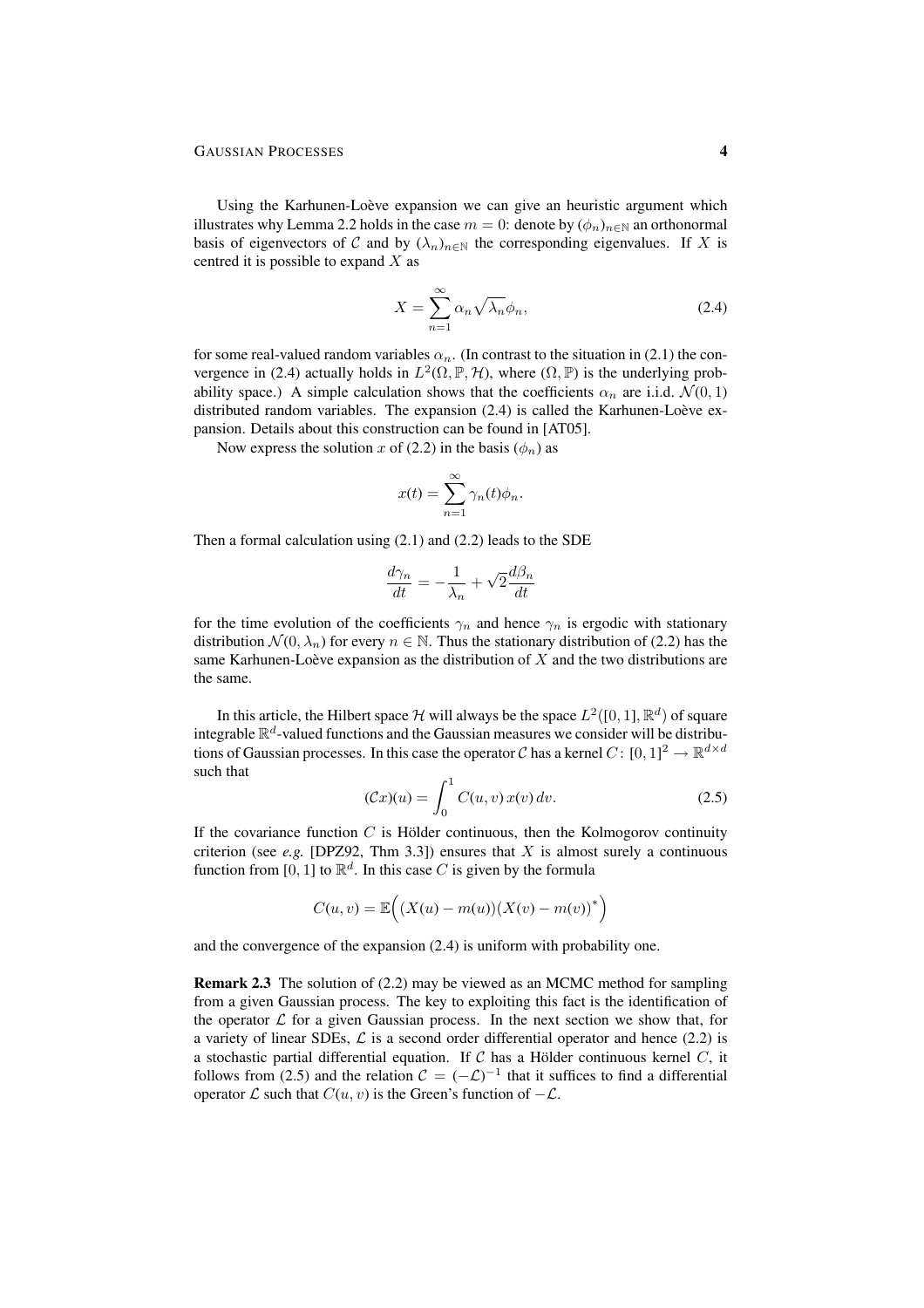Using the Karhunen-Loève expansion we can give an heuristic argument which illustrates why Lemma 2.2 holds in the case $m = 0$: denote by $(\phi_n)_{n\in\mathbb{N}}$ an orthonormal basis of eigenvectors of $\mathcal{C}$ and by $(\lambda_n)_{n\in\mathbb{N}}$ the corresponding eigenvalues. If $X$ is centred it is possible to expand $X$ as

$$X = \sum_{n=1}^{\infty} \alpha_n \sqrt{\lambda_n} \phi_n, \tag{2.4}$$

for some real-valued random variables $\alpha_n$. (In contrast to the situation in (2.1) the convergence in (2.4) actually holds in $L^2(\Omega, \mathbb{P}, \mathcal{H})$, where $(\Omega, \mathbb{P})$ is the underlying probability space.) A simple calculation shows that the coefficients $\alpha_n$ are i.i.d. $\mathcal{N}(0,1)$ distributed random variables. The expansion (2.4) is called the Karhunen-Loève expansion. Details about this construction can be found in [AT05].

Now express the solution $x$ of (2.2) in the basis $(\phi_n)$ as

$$x(t) = \sum_{n=1}^{\infty} \gamma_n(t) \phi_n.$$

Then a formal calculation using (2.1) and (2.2) leads to the SDE

$$\frac{d\gamma_n}{dt} = -\frac{1}{\lambda_n} + \sqrt{2}\frac{d\beta_n}{dt}$$

for the time evolution of the coefficients $\gamma_n$ and hence $\gamma_n$ is ergodic with stationary distribution $\mathcal{N}(0, \lambda_n)$ for every $n \in \mathbb{N}$. Thus the stationary distribution of (2.2) has the same Karhunen-Loève expansion as the distribution of $X$ and the two distributions are the same.

In this article, the Hilbert space $\mathcal{H}$ will always be the space $L^2([0,1], \mathbb{R}^d)$ of square integrable $\mathbb{R}^d$-valued functions and the Gaussian measures we consider will be distributions of Gaussian processes. In this case the operator $\mathcal{C}$ has a kernel $C\colon [0,1]^2 \to \mathbb{R}^{d\times d}$ such that

$$(\mathcal{C}x)(u) = \int_0^1 C(u,v)\, x(v)\, dv. \tag{2.5}$$

If the covariance function $C$ is Hölder continuous, then the Kolmogorov continuity criterion (see *e.g.* [DPZ92, Thm 3.3]) ensures that $X$ is almost surely a continuous function from $[0,1]$ to $\mathbb{R}^d$. In this case $C$ is given by the formula

$$C(u,v) = \mathbb{E}\Big( \big(X(u) - m(u)\big)\big(X(v) - m(v)\big)^* \Big)$$

and the convergence of the expansion (2.4) is uniform with probability one.

**Remark 2.3** The solution of (2.2) may be viewed as an MCMC method for sampling from a given Gaussian process. The key to exploiting this fact is the identification of the operator $\mathcal{L}$ for a given Gaussian process. In the next section we show that, for a variety of linear SDEs, $\mathcal{L}$ is a second order differential operator and hence (2.2) is a stochastic partial differential equation. If $\mathcal{C}$ has a Hölder continuous kernel $C$, it follows from (2.5) and the relation $\mathcal{C} = (-\mathcal{L})^{-1}$ that it suffices to find a differential operator $\mathcal{L}$ such that $C(u,v)$ is the Green's function of $-\mathcal{L}$.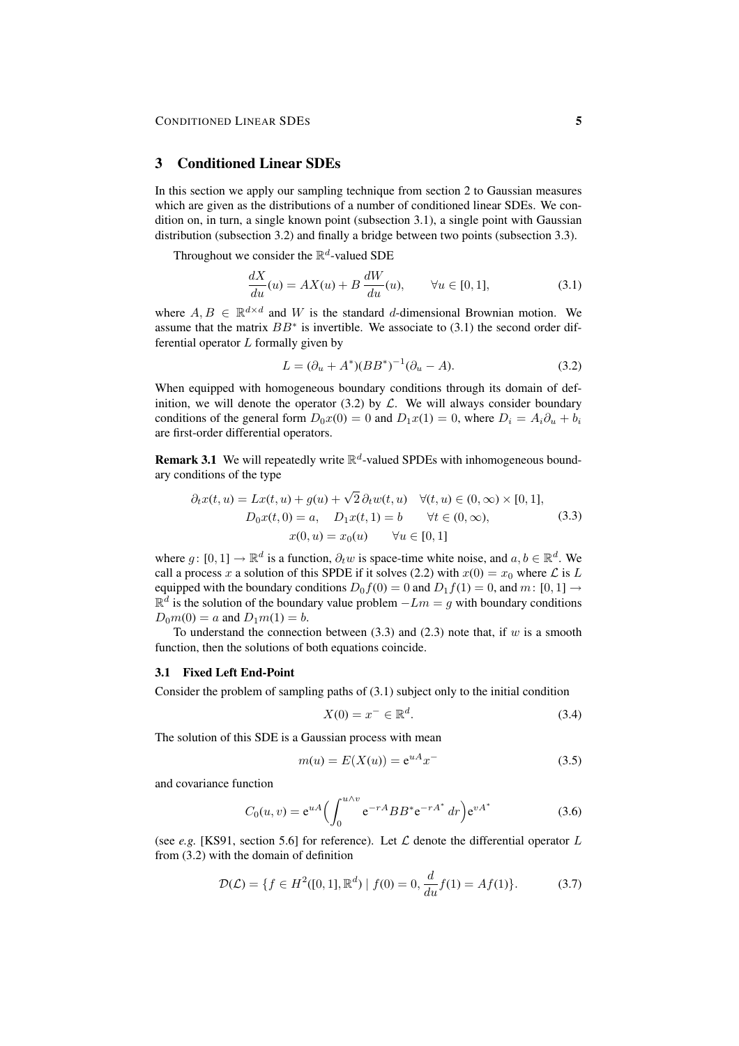## 3 Conditioned Linear SDEs

In this section we apply our sampling technique from section 2 to Gaussian measures which are given as the distributions of a number of conditioned linear SDEs. We condition on, in turn, a single known point (subsection 3.1), a single point with Gaussian distribution (subsection 3.2) and finally a bridge between two points (subsection 3.3).

Throughout we consider the $\mathbb{R}^d$-valued SDE

$$\frac{dX}{du}(u) = AX(u) + B\,\frac{dW}{du}(u), \qquad \forall u \in [0,1], \tag{3.1}$$

where $A, B \in \mathbb{R}^{d\times d}$ and $W$ is the standard $d$-dimensional Brownian motion. We assume that the matrix $BB^*$ is invertible. We associate to (3.1) the second order differential operator $L$ formally given by

$$L = (\partial_u + A^*)(BB^*)^{-1}(\partial_u - A). \tag{3.2}$$

When equipped with homogeneous boundary conditions through its domain of definition, we will denote the operator (3.2) by $\mathcal{L}$. We will always consider boundary conditions of the general form $D_0 x(0) = 0$ and $D_1 x(1) = 0$, where $D_i = A_i \partial_u + b_i$ are first-order differential operators.

**Remark 3.1** We will repeatedly write $\mathbb{R}^d$-valued SPDEs with inhomogeneous boundary conditions of the type

$$\begin{aligned} \partial_t x(t,u) = Lx(t,u) + g(u) + \sqrt{2}\,\partial_t w(t,u) \quad &\forall (t,u) \in (0,\infty)\times[0,1], \\ D_0 x(t,0) = a, \quad D_1 x(t,1) = b \qquad &\forall t \in (0,\infty), \\ x(0,u) = x_0(u) \qquad &\forall u \in [0,1] \end{aligned} \tag{3.3}$$

where $g\colon [0,1] \to \mathbb{R}^d$ is a function, $\partial_t w$ is space-time white noise, and $a, b \in \mathbb{R}^d$. We call a process $x$ a solution of this SPDE if it solves (2.2) with $x(0) = x_0$ where $\mathcal{L}$ is $L$ equipped with the boundary conditions $D_0 f(0) = 0$ and $D_1 f(1) = 0$, and $m\colon [0,1] \to \mathbb{R}^d$ is the solution of the boundary value problem $-Lm = g$ with boundary conditions $D_0 m(0) = a$ and $D_1 m(1) = b$.

To understand the connection between (3.3) and (2.3) note that, if $w$ is a smooth function, then the solutions of both equations coincide.

### 3.1 Fixed Left End-Point

Consider the problem of sampling paths of (3.1) subject only to the initial condition

$$X(0) = x^- \in \mathbb{R}^d. \tag{3.4}$$

The solution of this SDE is a Gaussian process with mean

$$m(u) = E(X(u)) = \mathrm{e}^{uA} x^- \tag{3.5}$$

and covariance function

$$C_0(u,v) = \mathrm{e}^{uA}\Big(\int_0^{u\wedge v} \mathrm{e}^{-rA} BB^* \mathrm{e}^{-rA^*}\,dr\Big)\mathrm{e}^{vA^*} \tag{3.6}$$

(see *e.g.* [KS91, section 5.6] for reference). Let $\mathcal{L}$ denote the differential operator $L$ from (3.2) with the domain of definition

$$\mathcal{D}(\mathcal{L}) = \{f \in H^2([0,1],\mathbb{R}^d) \mid f(0) = 0, \frac{d}{du} f(1) = Af(1)\}. \tag{3.7}$$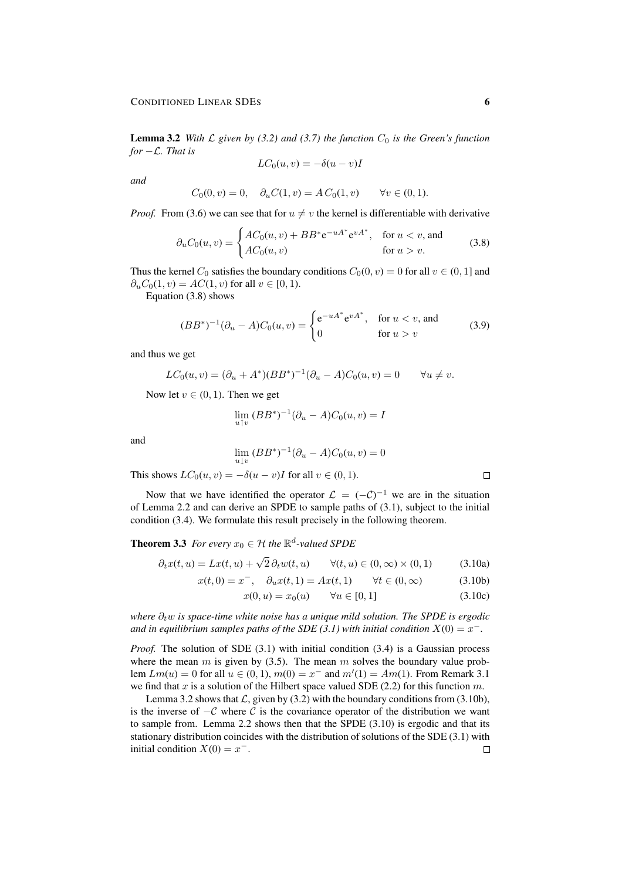**Lemma 3.2** *With $\mathcal{L}$ given by (3.2) and (3.7) the function $C_0$ is the Green's function for $-\mathcal{L}$. That is*

$$LC_0(u,v) = -\delta(u-v)I$$

*and*

$$C_0(0,v) = 0, \quad \partial_u C(1,v) = A\,C_0(1,v) \qquad \forall v \in (0,1).$$

*Proof.* From (3.6) we can see that for $u \neq v$ the kernel is differentiable with derivative

$$\partial_u C_0(u,v) = \begin{cases} AC_0(u,v) + BB^* \mathrm{e}^{-uA^*} \mathrm{e}^{vA^*}, & \text{for } u < v, \text{ and} \\ AC_0(u,v) & \text{for } u > v. \end{cases} \tag{3.8}$$

Thus the kernel $C_0$ satisfies the boundary conditions $C_0(0,v) = 0$ for all $v \in (0,1]$ and $\partial_u C_0(1,v) = AC(1,v)$ for all $v \in [0,1)$.

Equation (3.8) shows

$$(BB^*)^{-1}(\partial_u - A)C_0(u,v) = \begin{cases} \mathrm{e}^{-uA^*} \mathrm{e}^{vA^*}, & \text{for } u < v, \text{ and} \\ 0 & \text{for } u > v \end{cases} \tag{3.9}$$

and thus we get

$$LC_0(u,v) = (\partial_u + A^*)(BB^*)^{-1}(\partial_u - A)C_0(u,v) = 0 \qquad \forall u \neq v.$$

Now let $v \in (0,1)$. Then we get

$$\lim_{u \uparrow v} (BB^*)^{-1}(\partial_u - A)C_0(u,v) = I$$

and

$$\lim_{u \downarrow v} (BB^*)^{-1}(\partial_u - A)C_0(u,v) = 0$$

This shows $LC_0(u,v) = -\delta(u-v)I$ for all $v \in (0,1)$. □

Now that we have identified the operator $\mathcal{L} = (-\mathcal{C})^{-1}$ we are in the situation of Lemma 2.2 and can derive an SPDE to sample paths of (3.1), subject to the initial condition (3.4). We formulate this result precisely in the following theorem.

**Theorem 3.3** *For every $x_0 \in \mathcal{H}$ the $\mathbb{R}^d$-valued SPDE*

$$\partial_t x(t,u) = Lx(t,u) + \sqrt{2}\,\partial_t w(t,u) \qquad \forall (t,u) \in (0,\infty) \times (0,1) \tag{3.10a}$$

$$x(t,0) = x^-, \quad \partial_u x(t,1) = Ax(t,1) \qquad \forall t \in (0,\infty) \tag{3.10b}$$

$$x(0,u) = x_0(u) \qquad \forall u \in [0,1] \tag{3.10c}$$

*where $\partial_t w$ is space-time white noise has a unique mild solution. The SPDE is ergodic and in equilibrium samples paths of the SDE (3.1) with initial condition $X(0) = x^-$.*

*Proof.* The solution of SDE (3.1) with initial condition (3.4) is a Gaussian process where the mean $m$ is given by (3.5). The mean $m$ solves the boundary value problem $Lm(u) = 0$ for all $u \in (0,1)$, $m(0) = x^-$ and $m'(1) = Am(1)$. From Remark 3.1 we find that $x$ is a solution of the Hilbert space valued SDE (2.2) for this function $m$.

Lemma 3.2 shows that $\mathcal{L}$, given by (3.2) with the boundary conditions from (3.10b), is the inverse of $-\mathcal{C}$ where $\mathcal{C}$ is the covariance operator of the distribution we want to sample from. Lemma 2.2 shows then that the SPDE (3.10) is ergodic and that its stationary distribution coincides with the distribution of solutions of the SDE (3.1) with initial condition $X(0) = x^-$. □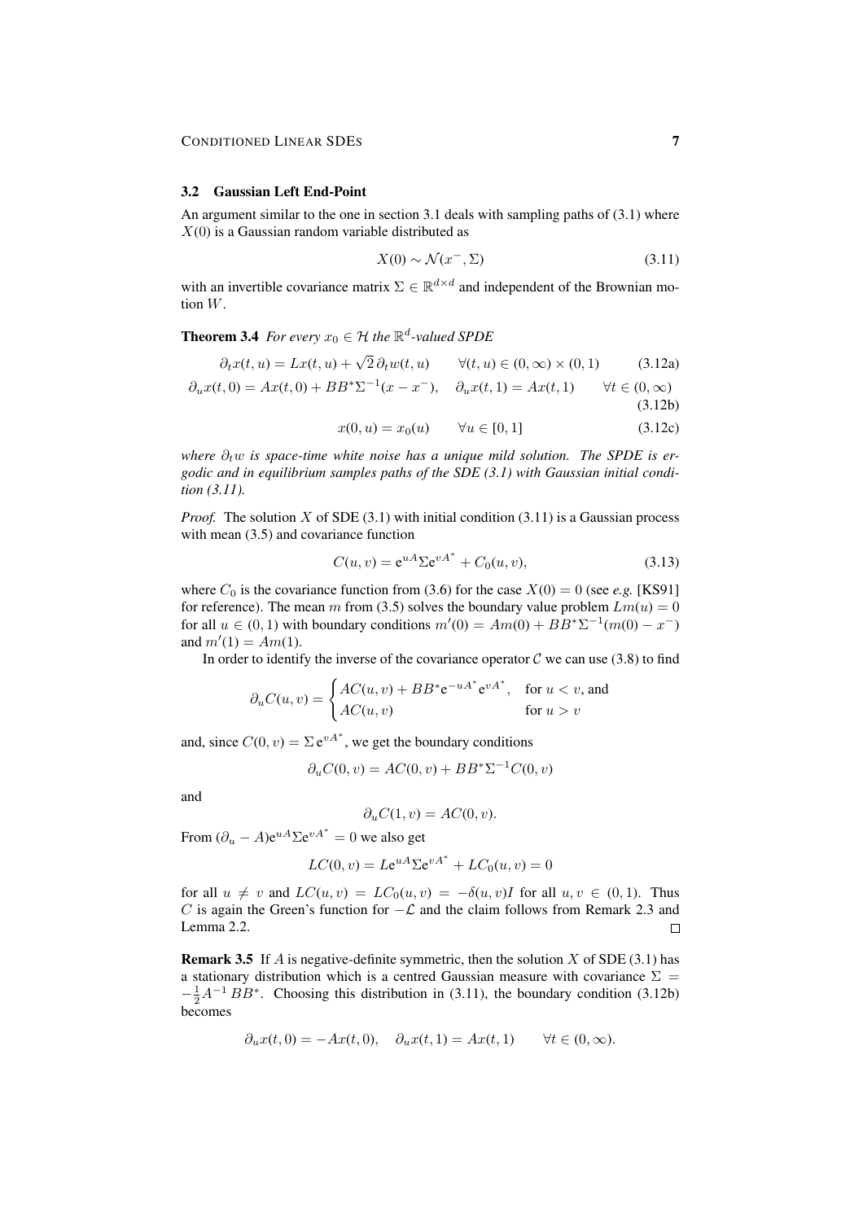### 3.2 Gaussian Left End-Point

An argument similar to the one in section 3.1 deals with sampling paths of (3.1) where $X(0)$ is a Gaussian random variable distributed as

$$X(0) \sim \mathcal{N}(x^-, \Sigma) \tag{3.11}$$

with an invertible covariance matrix $\Sigma \in \mathbb{R}^{d\times d}$ and independent of the Brownian motion $W$.

**Theorem 3.4** *For every $x_0 \in \mathcal{H}$ the $\mathbb{R}^d$-valued SPDE*

$$\partial_t x(t,u) = Lx(t,u) + \sqrt{2}\,\partial_t w(t,u) \qquad \forall (t,u) \in (0,\infty)\times(0,1) \tag{3.12a}$$

$$\partial_u x(t,0) = Ax(t,0) + BB^*\Sigma^{-1}(x - x^-), \quad \partial_u x(t,1) = Ax(t,1) \qquad \forall t \in (0,\infty) \tag{3.12b}$$

$$x(0,u) = x_0(u) \qquad \forall u \in [0,1] \tag{3.12c}$$

*where $\partial_t w$ is space-time white noise has a unique mild solution. The SPDE is ergodic and in equilibrium samples paths of the SDE (3.1) with Gaussian initial condition (3.11).*

*Proof.* The solution $X$ of SDE (3.1) with initial condition (3.11) is a Gaussian process with mean (3.5) and covariance function

$$C(u,v) = e^{uA}\Sigma e^{vA^*} + C_0(u,v), \tag{3.13}$$

where $C_0$ is the covariance function from (3.6) for the case $X(0) = 0$ (see *e.g.* [KS91] for reference). The mean $m$ from (3.5) solves the boundary value problem $Lm(u) = 0$ for all $u \in (0,1)$ with boundary conditions $m'(0) = Am(0) + BB^*\Sigma^{-1}(m(0) - x^-)$ and $m'(1) = Am(1)$.

In order to identify the inverse of the covariance operator $\mathcal{C}$ we can use (3.8) to find

$$\partial_u C(u,v) = \begin{cases} AC(u,v) + BB^* e^{-uA^*} e^{vA^*}, & \text{for } u < v, \text{ and} \\ AC(u,v) & \text{for } u > v \end{cases}$$

and, since $C(0,v) = \Sigma\, e^{vA^*}$, we get the boundary conditions

$$\partial_u C(0,v) = AC(0,v) + BB^*\Sigma^{-1} C(0,v)$$

and

$$\partial_u C(1,v) = AC(0,v).$$

From $(\partial_u - A)e^{uA}\Sigma e^{vA^*} = 0$ we also get

$$LC(0,v) = Le^{uA}\Sigma e^{vA^*} + LC_0(u,v) = 0$$

for all $u \neq v$ and $LC(u,v) = LC_0(u,v) = -\delta(u,v) I$ for all $u,v \in (0,1)$. Thus $C$ is again the Green's function for $-\mathcal{L}$ and the claim follows from Remark 2.3 and Lemma 2.2. $\square$

**Remark 3.5** If $A$ is negative-definite symmetric, then the solution $X$ of SDE (3.1) has a stationary distribution which is a centred Gaussian measure with covariance $\Sigma = -\frac{1}{2}A^{-1}BB^*$. Choosing this distribution in (3.11), the boundary condition (3.12b) becomes

$$\partial_u x(t,0) = -Ax(t,0), \quad \partial_u x(t,1) = Ax(t,1) \qquad \forall t \in (0,\infty).$$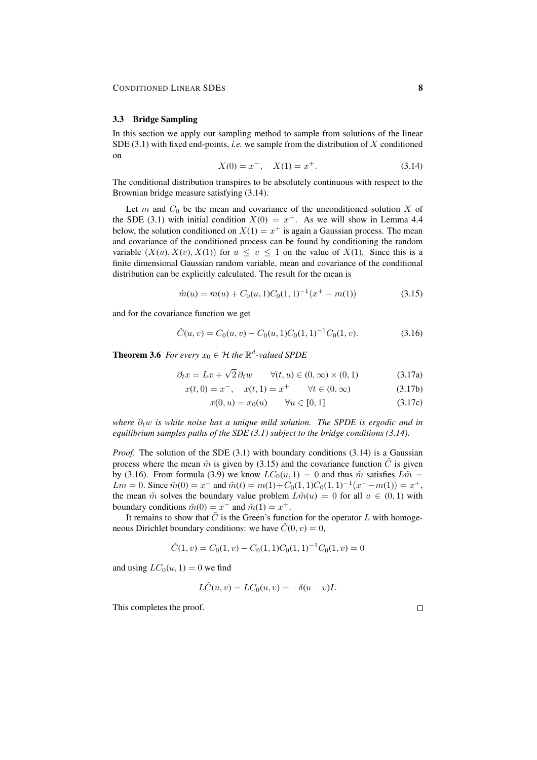### 3.3 Bridge Sampling

In this section we apply our sampling method to sample from solutions of the linear SDE (3.1) with fixed end-points, *i.e.* we sample from the distribution of $X$ conditioned on

$$X(0) = x^-, \quad X(1) = x^+. \tag{3.14}$$

The conditional distribution transpires to be absolutely continuous with respect to the Brownian bridge measure satisfying (3.14).

Let $m$ and $C_0$ be the mean and covariance of the unconditioned solution $X$ of the SDE (3.1) with initial condition $X(0) = x^-$. As we will show in Lemma 4.4 below, the solution conditioned on $X(1) = x^+$ is again a Gaussian process. The mean and covariance of the conditioned process can be found by conditioning the random variable $(X(u), X(v), X(1))$ for $u \leq v \leq 1$ on the value of $X(1)$. Since this is a finite dimensional Gaussian random variable, mean and covariance of the conditional distribution can be explicitly calculated. The result for the mean is

$$\tilde{m}(u) = m(u) + C_0(u,1)C_0(1,1)^{-1}(x^+ - m(1)) \tag{3.15}$$

and for the covariance function we get

$$\tilde{C}(u,v) = C_0(u,v) - C_0(u,1)C_0(1,1)^{-1}C_0(1,v). \tag{3.16}$$

**Theorem 3.6** *For every $x_0 \in \mathcal{H}$ the $\mathbb{R}^d$-valued SPDE*

$$\partial_t x = Lx + \sqrt{2}\,\partial_t w \qquad \forall (t,u) \in (0,\infty) \times (0,1) \tag{3.17a}$$

$$x(t,0) = x^-, \quad x(t,1) = x^+ \qquad \forall t \in (0,\infty) \tag{3.17b}$$

$$x(0,u) = x_0(u) \qquad \forall u \in [0,1] \tag{3.17c}$$

*where $\partial_t w$ is white noise has a unique mild solution. The SPDE is ergodic and in equilibrium samples paths of the SDE (3.1) subject to the bridge conditions (3.14).*

*Proof.* The solution of the SDE (3.1) with boundary conditions (3.14) is a Gaussian process where the mean $\tilde{m}$ is given by (3.15) and the covariance function $\tilde{C}$ is given by (3.16). From formula (3.9) we know $LC_0(u,1) = 0$ and thus $\tilde{m}$ satisfies $L\tilde{m} = Lm = 0$. Since $\tilde{m}(0) = x^-$ and $\tilde{m}(t) = m(1)+C_0(1,1)C_0(1,1)^{-1}(x^+ - m(1)) = x^+$, the mean $\tilde{m}$ solves the boundary value problem $L\tilde{m}(u) = 0$ for all $u \in (0,1)$ with boundary conditions $\tilde{m}(0) = x^-$ and $\tilde{m}(1) = x^+$.

It remains to show that $\tilde{C}$ is the Green's function for the operator $L$ with homogeneous Dirichlet boundary conditions: we have $\tilde{C}(0,v) = 0$,

$$\tilde{C}(1,v) = C_0(1,v) - C_0(1,1)C_0(1,1)^{-1}C_0(1,v) = 0$$

and using $LC_0(u,1) = 0$ we find

$$L\tilde{C}(u,v) = LC_0(u,v) = -\delta(u-v)I.$$

This completes the proof. $\square$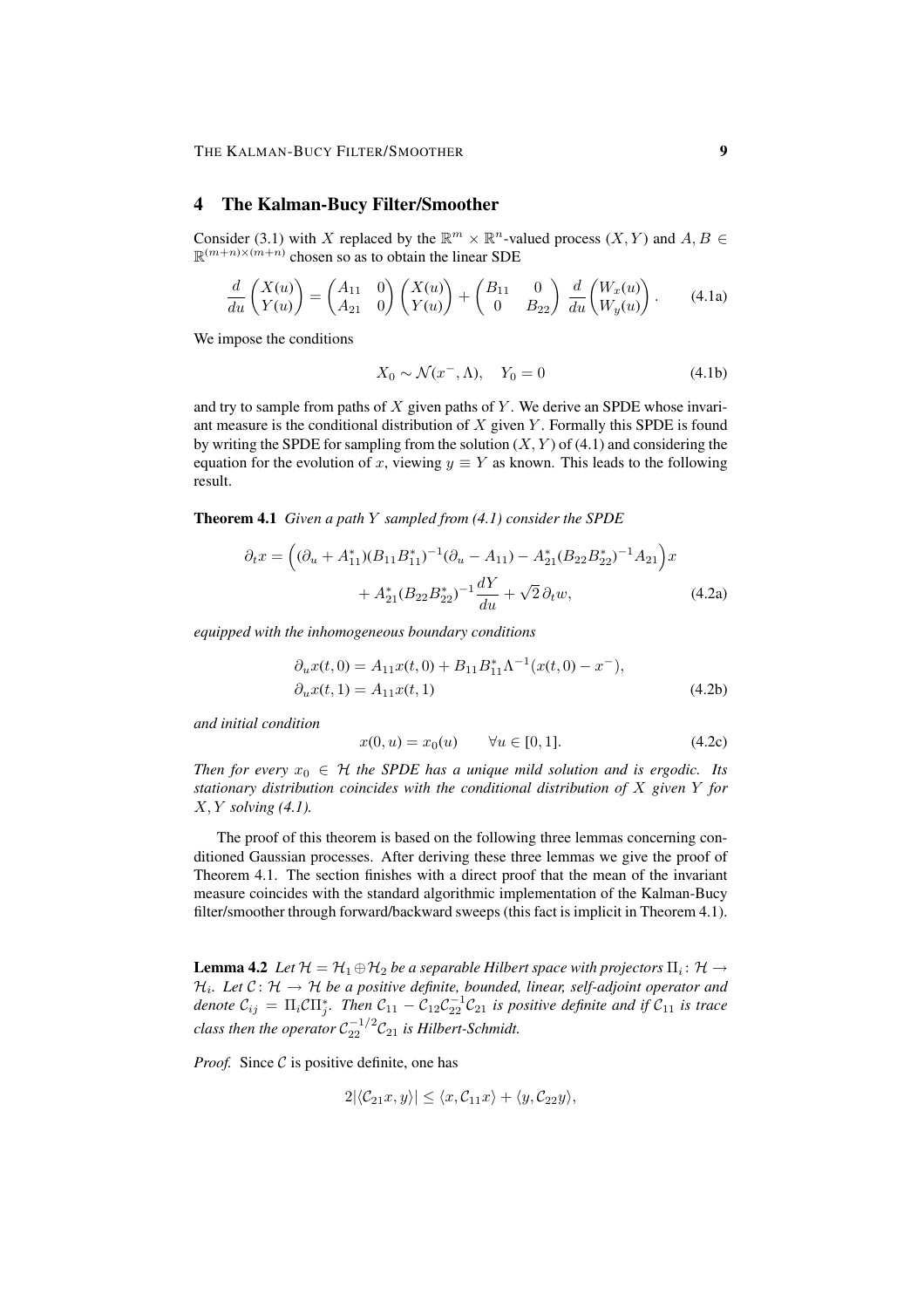## 4 The Kalman-Bucy Filter/Smoother

Consider (3.1) with $X$ replaced by the $\mathbb{R}^m \times \mathbb{R}^n$-valued process $(X, Y)$ and $A, B \in \mathbb{R}^{(m+n)\times(m+n)}$ chosen so as to obtain the linear SDE

$$\frac{d}{du}\begin{pmatrix} X(u) \\ Y(u) \end{pmatrix} = \begin{pmatrix} A_{11} & 0 \\ A_{21} & 0 \end{pmatrix}\begin{pmatrix} X(u) \\ Y(u) \end{pmatrix} + \begin{pmatrix} B_{11} & 0 \\ 0 & B_{22} \end{pmatrix}\frac{d}{du}\begin{pmatrix} W_x(u) \\ W_y(u) \end{pmatrix}. \tag{4.1a}$$

We impose the conditions

$$X_0 \sim \mathcal{N}(x^-, \Lambda), \quad Y_0 = 0 \tag{4.1b}$$

and try to sample from paths of $X$ given paths of $Y$. We derive an SPDE whose invariant measure is the conditional distribution of $X$ given $Y$. Formally this SPDE is found by writing the SPDE for sampling from the solution $(X, Y)$ of (4.1) and considering the equation for the evolution of $x$, viewing $y \equiv Y$ as known. This leads to the following result.

**Theorem 4.1** *Given a path $Y$ sampled from (4.1) consider the SPDE*

$$\begin{aligned} \partial_t x = \Big((\partial_u + A_{11}^*)(B_{11}B_{11}^*)^{-1}(\partial_u - A_{11}) - A_{21}^*(B_{22}B_{22}^*)^{-1}A_{21}\Big)x \\ + A_{21}^*(B_{22}B_{22}^*)^{-1}\frac{dY}{du} + \sqrt{2}\,\partial_t w, \end{aligned} \tag{4.2a}$$

*equipped with the inhomogeneous boundary conditions*

$$\begin{aligned} \partial_u x(t,0) &= A_{11}x(t,0) + B_{11}B_{11}^*\Lambda^{-1}(x(t,0) - x^-), \\ \partial_u x(t,1) &= A_{11}x(t,1) \end{aligned} \tag{4.2b}$$

*and initial condition*

$$x(0,u) = x_0(u) \qquad \forall u \in [0,1]. \tag{4.2c}$$

*Then for every $x_0 \in \mathcal{H}$ the SPDE has a unique mild solution and is ergodic. Its stationary distribution coincides with the conditional distribution of $X$ given $Y$ for $X, Y$ solving (4.1).*

The proof of this theorem is based on the following three lemmas concerning conditioned Gaussian processes. After deriving these three lemmas we give the proof of Theorem 4.1. The section finishes with a direct proof that the mean of the invariant measure coincides with the standard algorithmic implementation of the Kalman-Bucy filter/smoother through forward/backward sweeps (this fact is implicit in Theorem 4.1).

**Lemma 4.2** *Let $\mathcal{H} = \mathcal{H}_1 \oplus \mathcal{H}_2$ be a separable Hilbert space with projectors $\Pi_i \colon \mathcal{H} \to \mathcal{H}_i$. Let $\mathcal{C} \colon \mathcal{H} \to \mathcal{H}$ be a positive definite, bounded, linear, self-adjoint operator and denote $\mathcal{C}_{ij} = \Pi_i \mathcal{C} \Pi_j^*$. Then $\mathcal{C}_{11} - \mathcal{C}_{12}\mathcal{C}_{22}^{-1}\mathcal{C}_{21}$ is positive definite and if $\mathcal{C}_{11}$ is trace class then the operator $\mathcal{C}_{22}^{-1/2}\mathcal{C}_{21}$ is Hilbert-Schmidt.*

*Proof.* Since $\mathcal{C}$ is positive definite, one has

$$2|\langle \mathcal{C}_{21}x, y\rangle| \le \langle x, \mathcal{C}_{11}x\rangle + \langle y, \mathcal{C}_{22}y\rangle,$$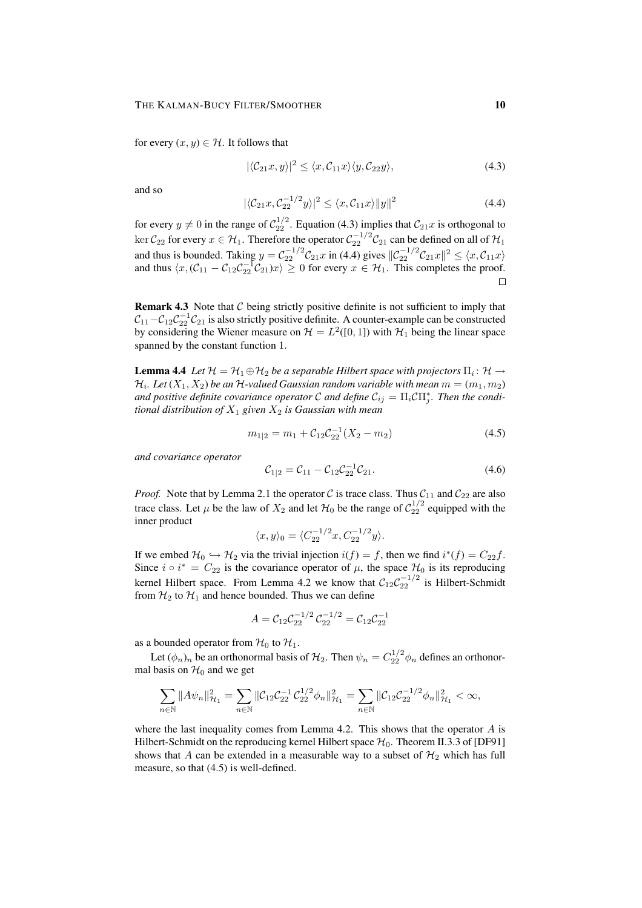for every $(x, y) \in \mathcal{H}$. It follows that

$$|\langle \mathcal{C}_{21}x, y\rangle|^2 \le \langle x, \mathcal{C}_{11}x\rangle\langle y, \mathcal{C}_{22}y\rangle, \tag{4.3}$$

and so

$$|\langle \mathcal{C}_{21}x, \mathcal{C}_{22}^{-1/2}y\rangle|^2 \le \langle x, \mathcal{C}_{11}x\rangle\|y\|^2 \tag{4.4}$$

for every $y \neq 0$ in the range of $\mathcal{C}_{22}^{1/2}$. Equation (4.3) implies that $\mathcal{C}_{21}x$ is orthogonal to $\ker \mathcal{C}_{22}$ for every $x \in \mathcal{H}_1$. Therefore the operator $\mathcal{C}_{22}^{-1/2}\mathcal{C}_{21}$ can be defined on all of $\mathcal{H}_1$ and thus is bounded. Taking $y = \mathcal{C}_{22}^{-1/2}\mathcal{C}_{21}x$ in (4.4) gives $\|\mathcal{C}_{22}^{-1/2}\mathcal{C}_{21}x\|^2 \le \langle x, \mathcal{C}_{11}x\rangle$ and thus $\langle x, (\mathcal{C}_{11} - \mathcal{C}_{12}\mathcal{C}_{22}^{-1}\mathcal{C}_{21})x\rangle \ge 0$ for every $x \in \mathcal{H}_1$. This completes the proof. □

**Remark 4.3** Note that $\mathcal{C}$ being strictly positive definite is not sufficient to imply that $\mathcal{C}_{11} - \mathcal{C}_{12}\mathcal{C}_{22}^{-1}\mathcal{C}_{21}$ is also strictly positive definite. A counter-example can be constructed by considering the Wiener measure on $\mathcal{H} = L^2([0,1])$ with $\mathcal{H}_1$ being the linear space spanned by the constant function 1.

**Lemma 4.4** *Let $\mathcal{H} = \mathcal{H}_1 \oplus \mathcal{H}_2$ be a separable Hilbert space with projectors $\Pi_i : \mathcal{H} \to \mathcal{H}_i$. Let $(X_1, X_2)$ be an $\mathcal{H}$-valued Gaussian random variable with mean $m = (m_1, m_2)$ and positive definite covariance operator $\mathcal{C}$ and define $\mathcal{C}_{ij} = \Pi_i \mathcal{C} \Pi_j^*$. Then the conditional distribution of $X_1$ given $X_2$ is Gaussian with mean*

$$m_{1|2} = m_1 + \mathcal{C}_{12}\mathcal{C}_{22}^{-1}(X_2 - m_2) \tag{4.5}$$

*and covariance operator*

$$\mathcal{C}_{1|2} = \mathcal{C}_{11} - \mathcal{C}_{12}\mathcal{C}_{22}^{-1}\mathcal{C}_{21}. \tag{4.6}$$

*Proof.* Note that by Lemma 2.1 the operator $\mathcal{C}$ is trace class. Thus $\mathcal{C}_{11}$ and $\mathcal{C}_{22}$ are also trace class. Let $\mu$ be the law of $X_2$ and let $\mathcal{H}_0$ be the range of $\mathcal{C}_{22}^{1/2}$ equipped with the inner product

$$\langle x, y\rangle_0 = \langle C_{22}^{-1/2}x, C_{22}^{-1/2}y\rangle.$$

If we embed $\mathcal{H}_0 \hookrightarrow \mathcal{H}_2$ via the trivial injection $i(f) = f$, then we find $i^*(f) = C_{22}f$. Since $i \circ i^* = C_{22}$ is the covariance operator of $\mu$, the space $\mathcal{H}_0$ is its reproducing kernel Hilbert space. From Lemma 4.2 we know that $\mathcal{C}_{12}\mathcal{C}_{22}^{-1/2}$ is Hilbert-Schmidt from $\mathcal{H}_2$ to $\mathcal{H}_1$ and hence bounded. Thus we can define

$$A = \mathcal{C}_{12}\mathcal{C}_{22}^{-1/2}\,\mathcal{C}_{22}^{-1/2} = \mathcal{C}_{12}\mathcal{C}_{22}^{-1}$$

as a bounded operator from $\mathcal{H}_0$ to $\mathcal{H}_1$.

Let $(\phi_n)_n$ be an orthonormal basis of $\mathcal{H}_2$. Then $\psi_n = C_{22}^{1/2}\phi_n$ defines an orthonormal basis on $\mathcal{H}_0$ and we get

$$\sum_{n\in\mathbb{N}} \|A\psi_n\|_{\mathcal{H}_1}^2 = \sum_{n\in\mathbb{N}} \|\mathcal{C}_{12}\mathcal{C}_{22}^{-1}\,\mathcal{C}_{22}^{1/2}\phi_n\|_{\mathcal{H}_1}^2 = \sum_{n\in\mathbb{N}} \|\mathcal{C}_{12}\mathcal{C}_{22}^{-1/2}\phi_n\|_{\mathcal{H}_1}^2 < \infty,$$

where the last inequality comes from Lemma 4.2. This shows that the operator $A$ is Hilbert-Schmidt on the reproducing kernel Hilbert space $\mathcal{H}_0$. Theorem II.3.3 of [DF91] shows that $A$ can be extended in a measurable way to a subset of $\mathcal{H}_2$ which has full measure, so that (4.5) is well-defined.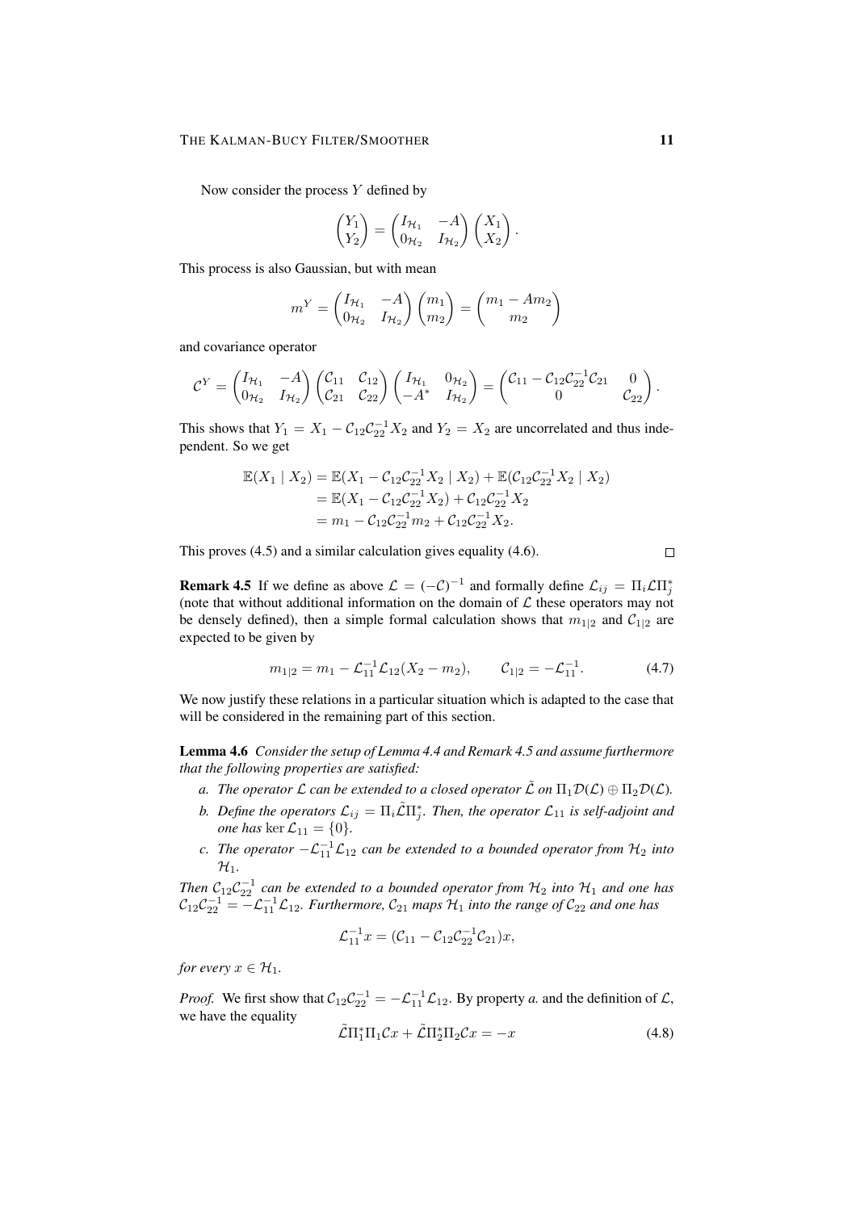Now consider the process $Y$ defined by

$$\begin{pmatrix} Y_1 \\ Y_2 \end{pmatrix} = \begin{pmatrix} I_{\mathcal{H}_1} & -A \\ 0_{\mathcal{H}_2} & I_{\mathcal{H}_2} \end{pmatrix} \begin{pmatrix} X_1 \\ X_2 \end{pmatrix}.$$

This process is also Gaussian, but with mean

$$m^Y = \begin{pmatrix} I_{\mathcal{H}_1} & -A \\ 0_{\mathcal{H}_2} & I_{\mathcal{H}_2} \end{pmatrix} \begin{pmatrix} m_1 \\ m_2 \end{pmatrix} = \begin{pmatrix} m_1 - Am_2 \\ m_2 \end{pmatrix}$$

and covariance operator

$$\mathcal{C}^Y = \begin{pmatrix} I_{\mathcal{H}_1} & -A \\ 0_{\mathcal{H}_2} & I_{\mathcal{H}_2} \end{pmatrix} \begin{pmatrix} \mathcal{C}_{11} & \mathcal{C}_{12} \\ \mathcal{C}_{21} & \mathcal{C}_{22} \end{pmatrix} \begin{pmatrix} I_{\mathcal{H}_1} & 0_{\mathcal{H}_2} \\ -A^* & I_{\mathcal{H}_2} \end{pmatrix} = \begin{pmatrix} \mathcal{C}_{11} - \mathcal{C}_{12}\mathcal{C}_{22}^{-1}\mathcal{C}_{21} & 0 \\ 0 & \mathcal{C}_{22} \end{pmatrix}.$$

This shows that $Y_1 = X_1 - \mathcal{C}_{12}\mathcal{C}_{22}^{-1}X_2$ and $Y_2 = X_2$ are uncorrelated and thus independent. So we get

$$\begin{aligned}
\mathbb{E}(X_1 \mid X_2) &= \mathbb{E}(X_1 - \mathcal{C}_{12}\mathcal{C}_{22}^{-1}X_2 \mid X_2) + \mathbb{E}(\mathcal{C}_{12}\mathcal{C}_{22}^{-1}X_2 \mid X_2) \\
&= \mathbb{E}(X_1 - \mathcal{C}_{12}\mathcal{C}_{22}^{-1}X_2) + \mathcal{C}_{12}\mathcal{C}_{22}^{-1}X_2 \\
&= m_1 - \mathcal{C}_{12}\mathcal{C}_{22}^{-1}m_2 + \mathcal{C}_{12}\mathcal{C}_{22}^{-1}X_2.
\end{aligned}$$

This proves (4.5) and a similar calculation gives equality (4.6). □

**Remark 4.5** If we define as above $\mathcal{L} = (-\mathcal{C})^{-1}$ and formally define $\mathcal{L}_{ij} = \Pi_i \mathcal{L} \Pi_j^*$ (note that without additional information on the domain of $\mathcal{L}$ these operators may not be densely defined), then a simple formal calculation shows that $m_{1|2}$ and $\mathcal{C}_{1|2}$ are expected to be given by

$$m_{1|2} = m_1 - \mathcal{L}_{11}^{-1}\mathcal{L}_{12}(X_2 - m_2), \qquad \mathcal{C}_{1|2} = -\mathcal{L}_{11}^{-1}. \tag{4.7}$$

We now justify these relations in a particular situation which is adapted to the case that will be considered in the remaining part of this section.

**Lemma 4.6** *Consider the setup of Lemma 4.4 and Remark 4.5 and assume furthermore that the following properties are satisfied:*

- *a. The operator $\mathcal{L}$ can be extended to a closed operator $\tilde{\mathcal{L}}$ on $\Pi_1\mathcal{D}(\mathcal{L}) \oplus \Pi_2\mathcal{D}(\mathcal{L})$.*
- *b. Define the operators $\mathcal{L}_{ij} = \Pi_i \tilde{\mathcal{L}} \Pi_j^*$. Then, the operator $\mathcal{L}_{11}$ is self-adjoint and one has $\ker \mathcal{L}_{11} = \{0\}$.*
- *c. The operator $-\mathcal{L}_{11}^{-1}\mathcal{L}_{12}$ can be extended to a bounded operator from $\mathcal{H}_2$ into $\mathcal{H}_1$.*

*Then $\mathcal{C}_{12}\mathcal{C}_{22}^{-1}$ can be extended to a bounded operator from $\mathcal{H}_2$ into $\mathcal{H}_1$ and one has $\mathcal{C}_{12}\mathcal{C}_{22}^{-1} = -\mathcal{L}_{11}^{-1}\mathcal{L}_{12}$. Furthermore, $\mathcal{C}_{21}$ maps $\mathcal{H}_1$ into the range of $\mathcal{C}_{22}$ and one has*

$$\mathcal{L}_{11}^{-1}x = (\mathcal{C}_{11} - \mathcal{C}_{12}\mathcal{C}_{22}^{-1}\mathcal{C}_{21})x,$$

*for every $x \in \mathcal{H}_1$.*

*Proof.* We first show that $\mathcal{C}_{12}\mathcal{C}_{22}^{-1} = -\mathcal{L}_{11}^{-1}\mathcal{L}_{12}$. By property *a.* and the definition of $\mathcal{L}$, we have the equality

$$\tilde{\mathcal{L}}\Pi_1^*\Pi_1\mathcal{C}x + \tilde{\mathcal{L}}\Pi_2^*\Pi_2\mathcal{C}x = -x \tag{4.8}$$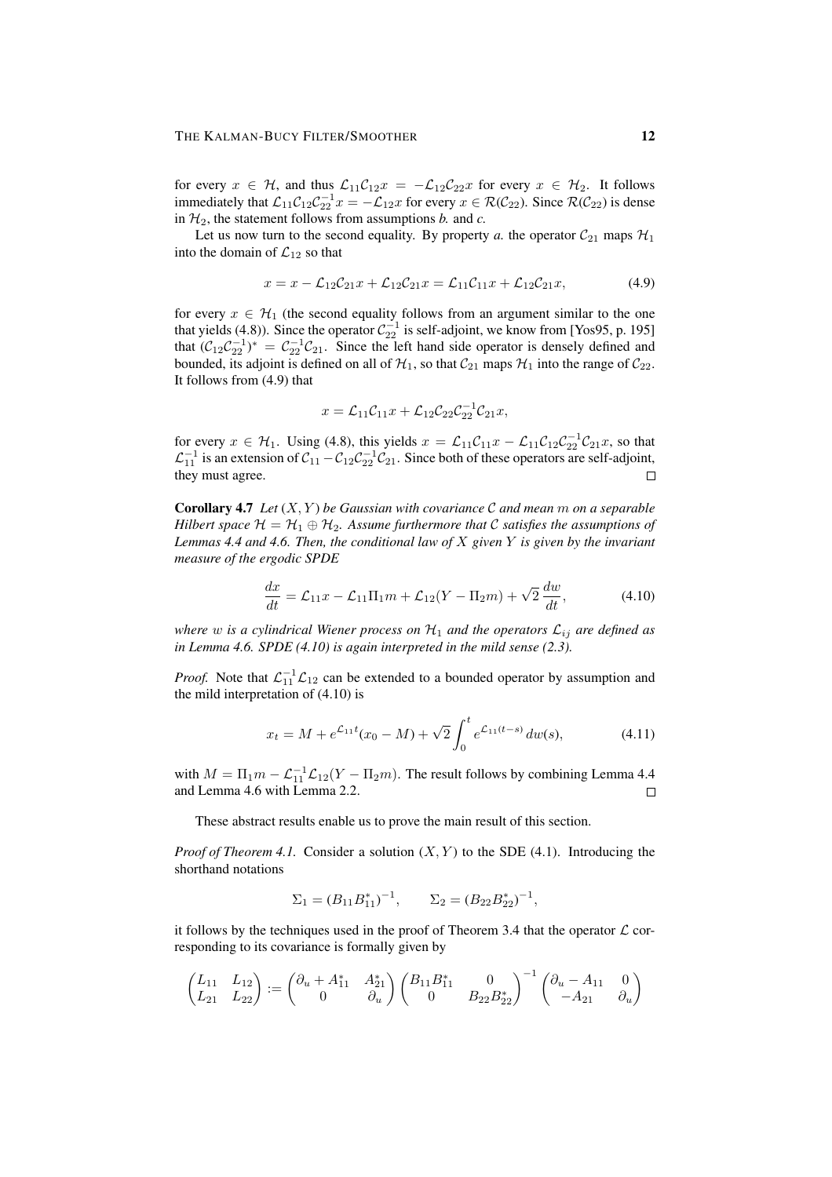for every $x \in \mathcal{H}$, and thus $\mathcal{L}_{11}\mathcal{C}_{12}x = -\mathcal{L}_{12}\mathcal{C}_{22}x$ for every $x \in \mathcal{H}_2$. It follows immediately that $\mathcal{L}_{11}\mathcal{C}_{12}\mathcal{C}_{22}^{-1}x = -\mathcal{L}_{12}x$ for every $x \in \mathcal{R}(\mathcal{C}_{22})$. Since $\mathcal{R}(\mathcal{C}_{22})$ is dense in $\mathcal{H}_2$, the statement follows from assumptions *b.* and *c.*

Let us now turn to the second equality. By property *a.* the operator $\mathcal{C}_{21}$ maps $\mathcal{H}_1$ into the domain of $\mathcal{L}_{12}$ so that

$$x = x - \mathcal{L}_{12}\mathcal{C}_{21}x + \mathcal{L}_{12}\mathcal{C}_{21}x = \mathcal{L}_{11}\mathcal{C}_{11}x + \mathcal{L}_{12}\mathcal{C}_{21}x, \tag{4.9}$$

for every $x \in \mathcal{H}_1$ (the second equality follows from an argument similar to the one that yields (4.8)). Since the operator $\mathcal{C}_{22}^{-1}$ is self-adjoint, we know from [Yos95, p. 195] that $(\mathcal{C}_{12}\mathcal{C}_{22}^{-1})^* = \mathcal{C}_{22}^{-1}\mathcal{C}_{21}$. Since the left hand side operator is densely defined and bounded, its adjoint is defined on all of $\mathcal{H}_1$, so that $\mathcal{C}_{21}$ maps $\mathcal{H}_1$ into the range of $\mathcal{C}_{22}$. It follows from (4.9) that

$$x = \mathcal{L}_{11}\mathcal{C}_{11}x + \mathcal{L}_{12}\mathcal{C}_{22}\mathcal{C}_{22}^{-1}\mathcal{C}_{21}x,$$

for every $x \in \mathcal{H}_1$. Using (4.8), this yields $x = \mathcal{L}_{11}\mathcal{C}_{11}x - \mathcal{L}_{11}\mathcal{C}_{12}\mathcal{C}_{22}^{-1}\mathcal{C}_{21}x$, so that $\mathcal{L}_{11}^{-1}$ is an extension of $\mathcal{C}_{11} - \mathcal{C}_{12}\mathcal{C}_{22}^{-1}\mathcal{C}_{21}$. Since both of these operators are self-adjoint, they must agree. □

**Corollary 4.7** *Let $(X, Y)$ be Gaussian with covariance $\mathcal{C}$ and mean $m$ on a separable Hilbert space $\mathcal{H} = \mathcal{H}_1 \oplus \mathcal{H}_2$. Assume furthermore that $\mathcal{C}$ satisfies the assumptions of Lemmas 4.4 and 4.6. Then, the conditional law of $X$ given $Y$ is given by the invariant measure of the ergodic SPDE*

$$\frac{dx}{dt} = \mathcal{L}_{11}x - \mathcal{L}_{11}\Pi_1 m + \mathcal{L}_{12}(Y - \Pi_2 m) + \sqrt{2}\,\frac{dw}{dt}, \tag{4.10}$$

*where $w$ is a cylindrical Wiener process on $\mathcal{H}_1$ and the operators $\mathcal{L}_{ij}$ are defined as in Lemma 4.6. SPDE (4.10) is again interpreted in the mild sense (2.3).*

*Proof.* Note that $\mathcal{L}_{11}^{-1}\mathcal{L}_{12}$ can be extended to a bounded operator by assumption and the mild interpretation of (4.10) is

$$x_t = M + e^{\mathcal{L}_{11}t}(x_0 - M) + \sqrt{2}\int_0^t e^{\mathcal{L}_{11}(t-s)}\,dw(s), \tag{4.11}$$

with $M = \Pi_1 m - \mathcal{L}_{11}^{-1}\mathcal{L}_{12}(Y - \Pi_2 m)$. The result follows by combining Lemma 4.4 and Lemma 4.6 with Lemma 2.2. □

These abstract results enable us to prove the main result of this section.

*Proof of Theorem 4.1.* Consider a solution $(X, Y)$ to the SDE (4.1). Introducing the shorthand notations

$$\Sigma_1 = (B_{11}B_{11}^*)^{-1}, \qquad \Sigma_2 = (B_{22}B_{22}^*)^{-1},$$

it follows by the techniques used in the proof of Theorem 3.4 that the operator $\mathcal{L}$ corresponding to its covariance is formally given by

$$\begin{pmatrix} L_{11} & L_{12} \\ L_{21} & L_{22} \end{pmatrix} := \begin{pmatrix} \partial_u + A_{11}^* & A_{21}^* \\ 0 & \partial_u \end{pmatrix} \begin{pmatrix} B_{11}B_{11}^* & 0 \\ 0 & B_{22}B_{22}^* \end{pmatrix}^{-1} \begin{pmatrix} \partial_u - A_{11} & 0 \\ -A_{21} & \partial_u \end{pmatrix}$$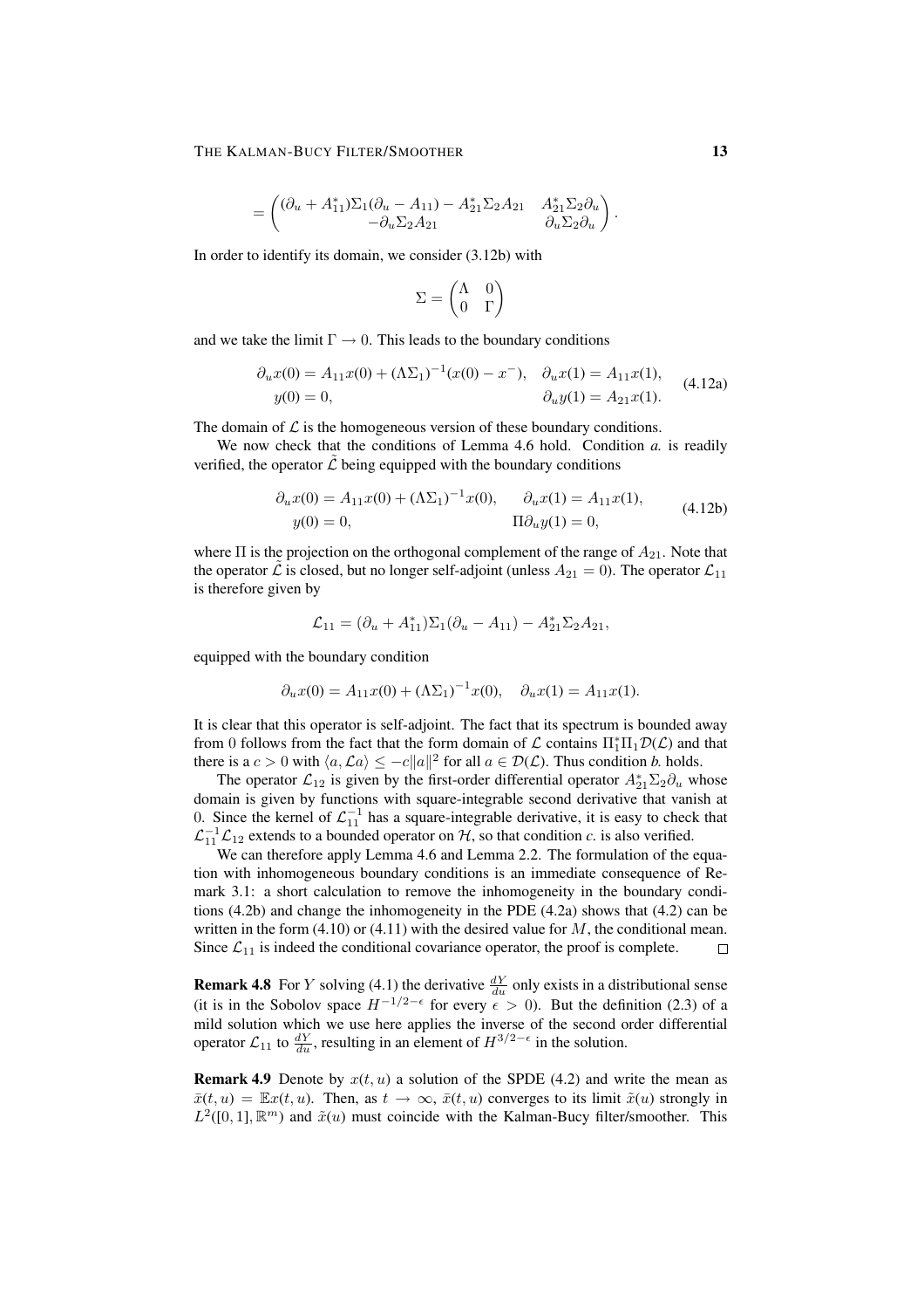$$= \begin{pmatrix} (\partial_u + A_{11}^*)\Sigma_1(\partial_u - A_{11}) - A_{21}^*\Sigma_2 A_{21} & A_{21}^*\Sigma_2\partial_u \\ -\partial_u\Sigma_2 A_{21} & \partial_u\Sigma_2\partial_u \end{pmatrix}.$$

In order to identify its domain, we consider (3.12b) with

$$\Sigma = \begin{pmatrix} \Lambda & 0 \\ 0 & \Gamma \end{pmatrix}$$

and we take the limit $\Gamma \to 0$. This leads to the boundary conditions

$$\begin{aligned} \partial_u x(0) &= A_{11}x(0) + (\Lambda\Sigma_1)^{-1}(x(0) - x^-), \quad & \partial_u x(1) &= A_{11}x(1), \\ y(0) &= 0, & \partial_u y(1) &= A_{21}x(1). \end{aligned} \tag{4.12a}$$

The domain of $\mathcal{L}$ is the homogeneous version of these boundary conditions.

We now check that the conditions of Lemma 4.6 hold. Condition *a.* is readily verified, the operator $\tilde{\mathcal{L}}$ being equipped with the boundary conditions

$$\begin{aligned} \partial_u x(0) &= A_{11}x(0) + (\Lambda\Sigma_1)^{-1}x(0), \quad & \partial_u x(1) &= A_{11}x(1), \\ y(0) &= 0, & \Pi\partial_u y(1) &= 0, \end{aligned} \tag{4.12b}$$

where $\Pi$ is the projection on the orthogonal complement of the range of $A_{21}$. Note that the operator $\tilde{\mathcal{L}}$ is closed, but no longer self-adjoint (unless $A_{21} = 0$). The operator $\mathcal{L}_{11}$ is therefore given by

$$\mathcal{L}_{11} = (\partial_u + A_{11}^*)\Sigma_1(\partial_u - A_{11}) - A_{21}^*\Sigma_2 A_{21},$$

equipped with the boundary condition

$$\partial_u x(0) = A_{11}x(0) + (\Lambda\Sigma_1)^{-1}x(0), \quad \partial_u x(1) = A_{11}x(1).$$

It is clear that this operator is self-adjoint. The fact that its spectrum is bounded away from 0 follows from the fact that the form domain of $\mathcal{L}$ contains $\Pi_1^*\Pi_1\mathcal{D}(\mathcal{L})$ and that there is a $c > 0$ with $\langle a, \mathcal{L}a\rangle \le -c\|a\|^2$ for all $a \in \mathcal{D}(\mathcal{L})$. Thus condition *b.* holds.

The operator $\mathcal{L}_{12}$ is given by the first-order differential operator $A_{21}^*\Sigma_2\partial_u$ whose domain is given by functions with square-integrable second derivative that vanish at 0. Since the kernel of $\mathcal{L}_{11}^{-1}$ has a square-integrable derivative, it is easy to check that $\mathcal{L}_{11}^{-1}\mathcal{L}_{12}$ extends to a bounded operator on $\mathcal{H}$, so that condition *c.* is also verified.

We can therefore apply Lemma 4.6 and Lemma 2.2. The formulation of the equation with inhomogeneous boundary conditions is an immediate consequence of Remark 3.1: a short calculation to remove the inhomogeneity in the boundary conditions (4.2b) and change the inhomogeneity in the PDE (4.2a) shows that (4.2) can be written in the form (4.10) or (4.11) with the desired value for $M$, the conditional mean. Since $\mathcal{L}_{11}$ is indeed the conditional covariance operator, the proof is complete. □

**Remark 4.8** For $Y$ solving (4.1) the derivative $\frac{dY}{du}$ only exists in a distributional sense (it is in the Sobolov space $H^{-1/2-\epsilon}$ for every $\epsilon > 0$). But the definition (2.3) of a mild solution which we use here applies the inverse of the second order differential operator $\mathcal{L}_{11}$ to $\frac{dY}{du}$, resulting in an element of $H^{3/2-\epsilon}$ in the solution.

**Remark 4.9** Denote by $x(t,u)$ a solution of the SPDE (4.2) and write the mean as $\bar{x}(t,u) = \mathbb{E}x(t,u)$. Then, as $t \to \infty$, $\bar{x}(t,u)$ converges to its limit $\tilde{x}(u)$ strongly in $L^2([0,1],\mathbb{R}^m)$ and $\tilde{x}(u)$ must coincide with the Kalman-Bucy filter/smoother. This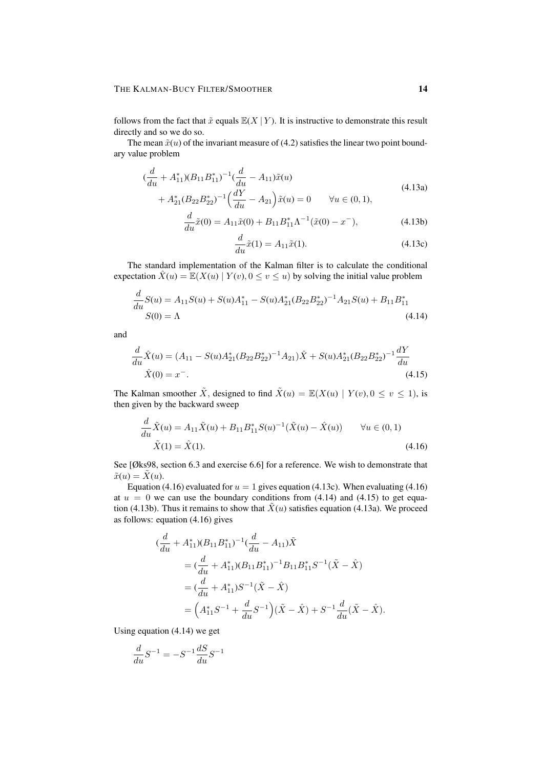follows from the fact that $\tilde{x}$ equals $\mathbb{E}(X \mid Y)$. It is instructive to demonstrate this result directly and so we do so.

The mean $\tilde{x}(u)$ of the invariant measure of (4.2) satisfies the linear two point boundary value problem

$$
\begin{aligned}
&(\frac{d}{du} + A_{11}^*)(B_{11}B_{11}^*)^{-1}(\frac{d}{du} - A_{11})\tilde{x}(u) \\
&\quad + A_{21}^*(B_{22}B_{22}^*)^{-1}\Big(\frac{dY}{du} - A_{21}\Big)\tilde{x}(u) = 0 \qquad \forall u \in (0,1),
\end{aligned}
\tag{4.13a}
$$

$$
\frac{d}{du}\tilde{x}(0) = A_{11}\tilde{x}(0) + B_{11}B_{11}^*\Lambda^{-1}(\tilde{x}(0) - x^-), \tag{4.13b}
$$

$$
\frac{d}{du}\tilde{x}(1) = A_{11}\tilde{x}(1). \tag{4.13c}
$$

The standard implementation of the Kalman filter is to calculate the conditional expectation $\hat{X}(u) = \mathbb{E}(X(u) \mid Y(v), 0 \leq v \leq u)$ by solving the initial value problem

$$
\begin{aligned}
&\frac{d}{du}S(u) = A_{11}S(u) + S(u)A_{11}^* - S(u)A_{21}^*(B_{22}B_{22}^*)^{-1}A_{21}S(u) + B_{11}B_{11}^* \\
&\quad S(0) = \Lambda
\end{aligned}
\tag{4.14}
$$

and

$$
\begin{aligned}
&\frac{d}{du}\hat{X}(u) = (A_{11} - S(u)A_{21}^*(B_{22}B_{22}^*)^{-1}A_{21})\hat{X} + S(u)A_{21}^*(B_{22}B_{22}^*)^{-1}\frac{dY}{du} \\
&\quad \hat{X}(0) = x^-.
\end{aligned}
\tag{4.15}
$$

The Kalman smoother $\tilde{X}$, designed to find $\tilde{X}(u) = \mathbb{E}(X(u) \mid Y(v), 0 \leq v \leq 1)$, is then given by the backward sweep

$$
\begin{aligned}
&\frac{d}{du}\tilde{X}(u) = A_{11}\tilde{X}(u) + B_{11}B_{11}^*S(u)^{-1}(\tilde{X}(u) - \hat{X}(u)) \qquad \forall u \in (0,1) \\
&\quad \tilde{X}(1) = \hat{X}(1).
\end{aligned}
\tag{4.16}
$$

See [Øks98, section 6.3 and exercise 6.6] for a reference. We wish to demonstrate that $\tilde{x}(u) = \tilde{X}(u)$.

Equation (4.16) evaluated for $u = 1$ gives equation (4.13c). When evaluating (4.16) at $u = 0$ we can use the boundary conditions from (4.14) and (4.15) to get equation (4.13b). Thus it remains to show that $\tilde{X}(u)$ satisfies equation (4.13a). We proceed as follows: equation (4.16) gives

$$
\begin{aligned}
(\frac{d}{du} &+ A_{11}^*)(B_{11}B_{11}^*)^{-1}(\frac{d}{du} - A_{11})\tilde{X} \\
&= (\frac{d}{du} + A_{11}^*)(B_{11}B_{11}^*)^{-1}B_{11}B_{11}^*S^{-1}(\tilde{X} - \hat{X}) \\
&= (\frac{d}{du} + A_{11}^*)S^{-1}(\tilde{X} - \hat{X}) \\
&= \Big(A_{11}^*S^{-1} + \frac{d}{du}S^{-1}\Big)(\tilde{X} - \hat{X}) + S^{-1}\frac{d}{du}(\tilde{X} - \hat{X}).
\end{aligned}
$$

Using equation (4.14) we get

$$
\frac{d}{du}S^{-1} = -S^{-1}\frac{dS}{du}S^{-1}
$$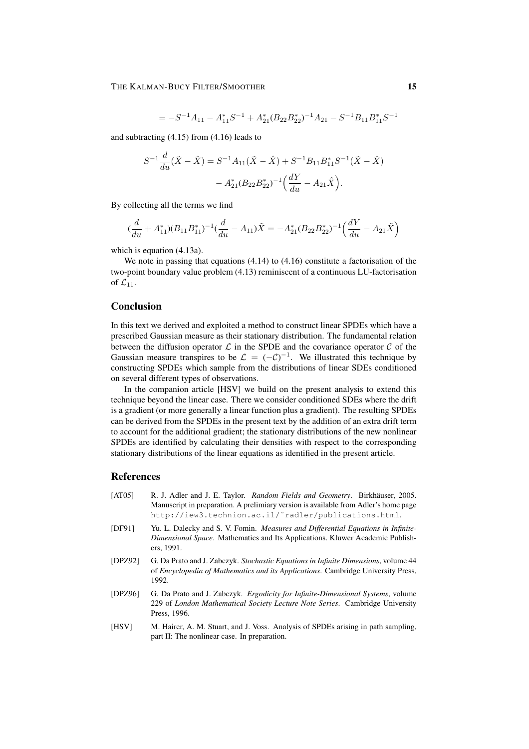$$= -S^{-1}A_{11} - A_{11}^* S^{-1} + A_{21}^*(B_{22}B_{22}^*)^{-1}A_{21} - S^{-1}B_{11}B_{11}^* S^{-1}$$

and subtracting (4.15) from (4.16) leads to

$$S^{-1}\frac{d}{du}(\tilde{X} - \hat{X}) = S^{-1}A_{11}(\tilde{X} - \hat{X}) + S^{-1}B_{11}B_{11}^* S^{-1}(\tilde{X} - \hat{X}) \\ - A_{21}^*(B_{22}B_{22}^*)^{-1}\Big(\frac{dY}{du} - A_{21}\hat{X}\Big).$$

By collecting all the terms we find

$$(\frac{d}{du} + A_{11}^*)(B_{11}B_{11}^*)^{-1}(\frac{d}{du} - A_{11})\tilde{X} = -A_{21}^*(B_{22}B_{22}^*)^{-1}\Big(\frac{dY}{du} - A_{21}\tilde{X}\Big)$$

which is equation (4.13a).

We note in passing that equations (4.14) to (4.16) constitute a factorisation of the two-point boundary value problem (4.13) reminiscent of a continuous LU-factorisation of $\mathcal{L}_{11}$.

## Conclusion

In this text we derived and exploited a method to construct linear SPDEs which have a prescribed Gaussian measure as their stationary distribution. The fundamental relation between the diffusion operator $\mathcal{L}$ in the SPDE and the covariance operator $\mathcal{C}$ of the Gaussian measure transpires to be $\mathcal{L} = (-\mathcal{C})^{-1}$. We illustrated this technique by constructing SPDEs which sample from the distributions of linear SDEs conditioned on several different types of observations.

In the companion article [HSV] we build on the present analysis to extend this technique beyond the linear case. There we consider conditioned SDEs where the drift is a gradient (or more generally a linear function plus a gradient). The resulting SPDEs can be derived from the SPDEs in the present text by the addition of an extra drift term to account for the additional gradient; the stationary distributions of the new nonlinear SPDEs are identified by calculating their densities with respect to the corresponding stationary distributions of the linear equations as identified in the present article.

## References

[AT05] R. J. Adler and J. E. Taylor. *Random Fields and Geometry*. Birkhäuser, 2005. Manuscript in preparation. A prelimiary version is available from Adler's home page http://iew3.technion.ac.il/~radler/publications.html.

[DF91] Yu. L. Dalecky and S. V. Fomin. *Measures and Differential Equations in Infinite-Dimensional Space*. Mathematics and Its Applications. Kluwer Academic Publishers, 1991.

[DPZ92] G. Da Prato and J. Zabczyk. *Stochastic Equations in Infinite Dimensions*, volume 44 of *Encyclopedia of Mathematics and its Applications*. Cambridge University Press, 1992.

[DPZ96] G. Da Prato and J. Zabczyk. *Ergodicity for Infinite-Dimensional Systems*, volume 229 of *London Mathematical Society Lecture Note Series*. Cambridge University Press, 1996.

[HSV] M. Hairer, A. M. Stuart, and J. Voss. Analysis of SPDEs arising in path sampling, part II: The nonlinear case. In preparation.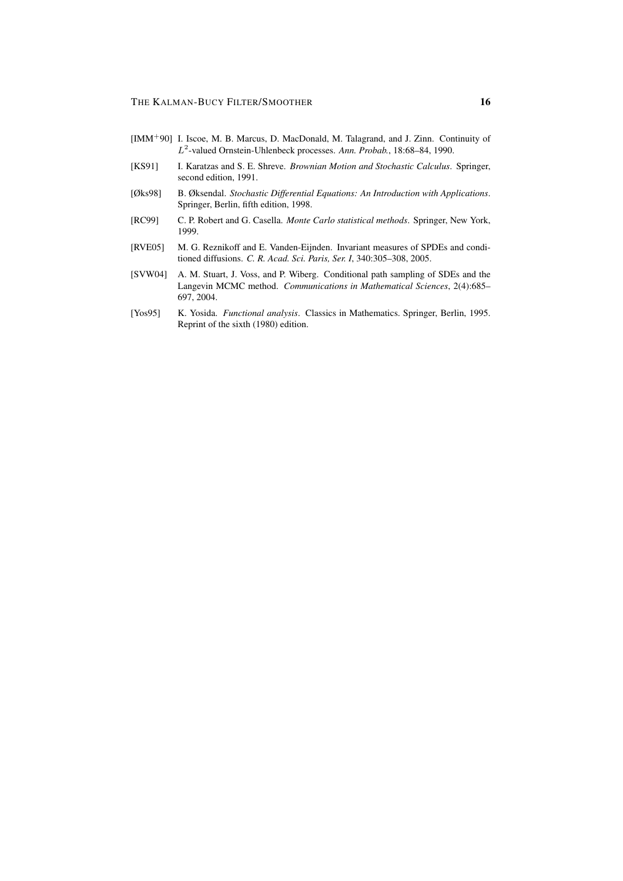[IMM+90] I. Iscoe, M. B. Marcus, D. MacDonald, M. Talagrand, and J. Zinn. Continuity of $L^2$-valued Ornstein-Uhlenbeck processes. *Ann. Probab.*, 18:68–84, 1990.

[KS91] I. Karatzas and S. E. Shreve. *Brownian Motion and Stochastic Calculus*. Springer, second edition, 1991.

[Øks98] B. Øksendal. *Stochastic Differential Equations: An Introduction with Applications*. Springer, Berlin, fifth edition, 1998.

[RC99] C. P. Robert and G. Casella. *Monte Carlo statistical methods*. Springer, New York, 1999.

[RVE05] M. G. Reznikoff and E. Vanden-Eijnden. Invariant measures of SPDEs and conditioned diffusions. *C. R. Acad. Sci. Paris, Ser. I*, 340:305–308, 2005.

[SVW04] A. M. Stuart, J. Voss, and P. Wiberg. Conditional path sampling of SDEs and the Langevin MCMC method. *Communications in Mathematical Sciences*, 2(4):685–697, 2004.

[Yos95] K. Yosida. *Functional analysis*. Classics in Mathematics. Springer, Berlin, 1995. Reprint of the sixth (1980) edition.